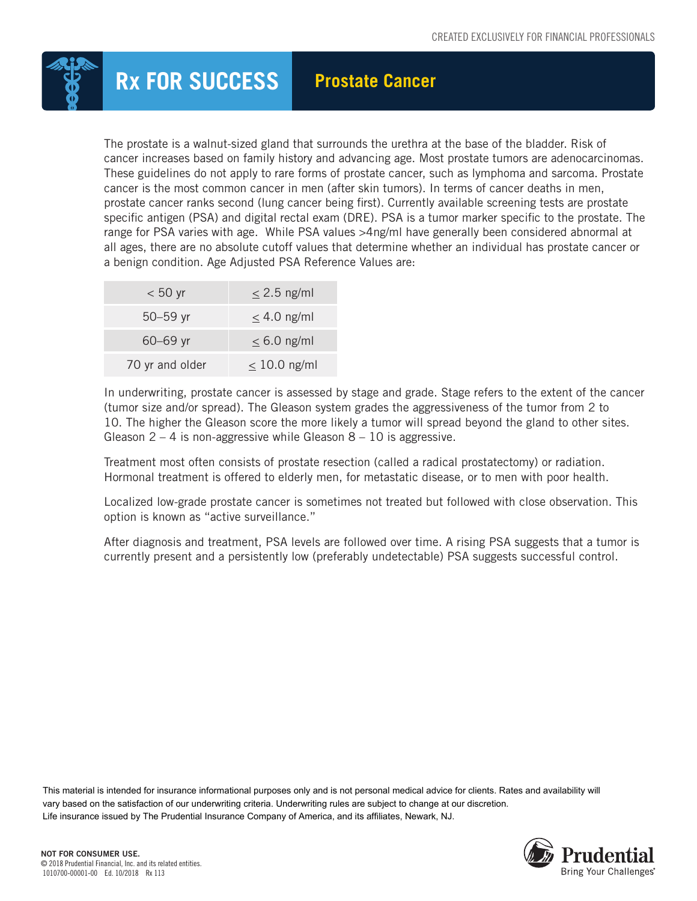CREATED EXCLUSIVELY FOR FINANCIAL PROFESSIONALS

# Rx FOR SUCCESS — Prostate Cancer

The prostate is a walnut-sized gland that surrounds the urethra at the base of the bladder. Risk of cancer increases based on family history and advancing age. Most prostate tumors are adenocarcinomas. These guidelines do not apply to rare forms of prostate cancer, such as lymphoma and sarcoma. Prostate cancer is the most common cancer in men (after skin tumors). In terms of cancer deaths in men, prostate cancer ranks second (lung cancer being first). Currently available screening tests are prostate specific antigen (PSA) and digital rectal exam (DRE). PSA is a tumor marker specific to the prostate. The range for PSA varies with age. While PSA values >4ng/ml have generally been considered abnormal at all ages, there are no absolute cutoff values that determine whether an individual has prostate cancer or a benign condition. Age Adjusted PSA Reference Values are:

| Age | PSA |
|---|---|
| < 50 yr | ≤ 2.5 ng/ml |
| 50–59 yr | ≤ 4.0 ng/ml |
| 60–69 yr | ≤ 6.0 ng/ml |
| 70 yr and older | ≤ 10.0 ng/ml |

In underwriting, prostate cancer is assessed by stage and grade. Stage refers to the extent of the cancer (tumor size and/or spread). The Gleason system grades the aggressiveness of the tumor from 2 to 10. The higher the Gleason score the more likely a tumor will spread beyond the gland to other sites. Gleason 2 – 4 is non-aggressive while Gleason 8 – 10 is aggressive.

Treatment most often consists of prostate resection (called a radical prostatectomy) or radiation. Hormonal treatment is offered to elderly men, for metastatic disease, or to men with poor health.

Localized low-grade prostate cancer is sometimes not treated but followed with close observation. This option is known as "active surveillance."

After diagnosis and treatment, PSA levels are followed over time. A rising PSA suggests that a tumor is currently present and a persistently low (preferably undetectable) PSA suggests successful control.

This material is intended for insurance informational purposes only and is not personal medical advice for clients. Rates and availability will vary based on the satisfaction of our underwriting criteria. Underwriting rules are subject to change at our discretion.
Life insurance issued by The Prudential Insurance Company of America, and its affiliates, Newark, NJ.

**NOT FOR CONSUMER USE.**
© 2018 Prudential Financial, Inc. and its related entities.
1010700-00001-00 Ed. 10/2018 Rx 113

Prudential
Bring Your Challenges®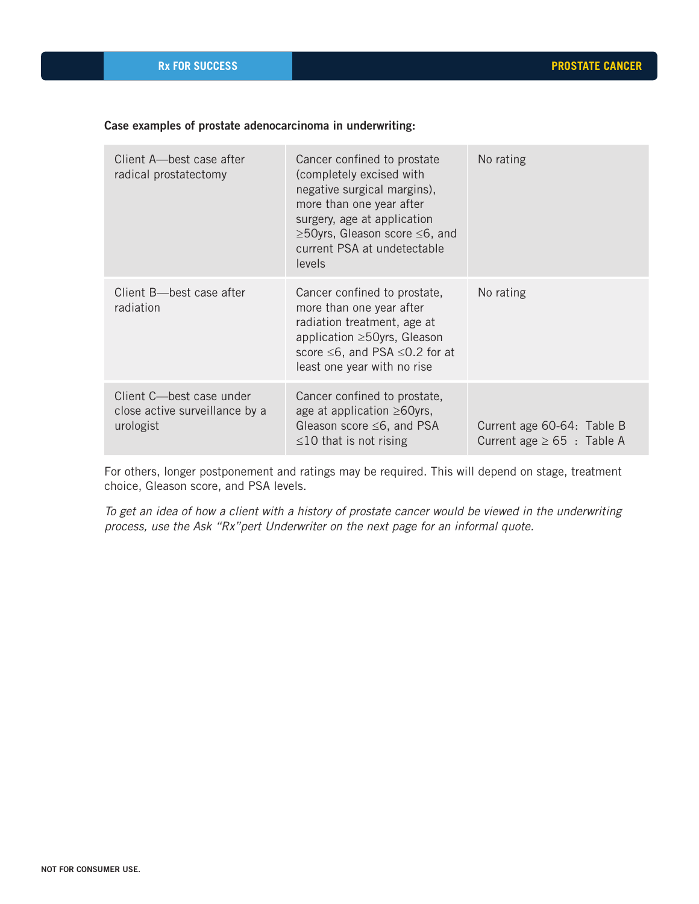**Case examples of prostate adenocarcinoma in underwriting:**

| | | |
|---|---|---|
| Client A—best case after radical prostatectomy | Cancer confined to prostate (completely excised with negative surgical margins), more than one year after surgery, age at application ≥50yrs, Gleason score ≤6, and current PSA at undetectable levels | No rating |
| Client B—best case after radiation | Cancer confined to prostate, more than one year after radiation treatment, age at application ≥50yrs, Gleason score ≤6, and PSA ≤0.2 for at least one year with no rise | No rating |
| Client C—best case under close active surveillance by a urologist | Cancer confined to prostate, age at application ≥60yrs, Gleason score ≤6, and PSA ≤10 that is not rising | Current age 60-64: Table B<br>Current age ≥ 65 : Table A |

For others, longer postponement and ratings may be required. This will depend on stage, treatment choice, Gleason score, and PSA levels.

*To get an idea of how a client with a history of prostate cancer would be viewed in the underwriting process, use the Ask "Rx"pert Underwriter on the next page for an informal quote.*

NOT FOR CONSUMER USE.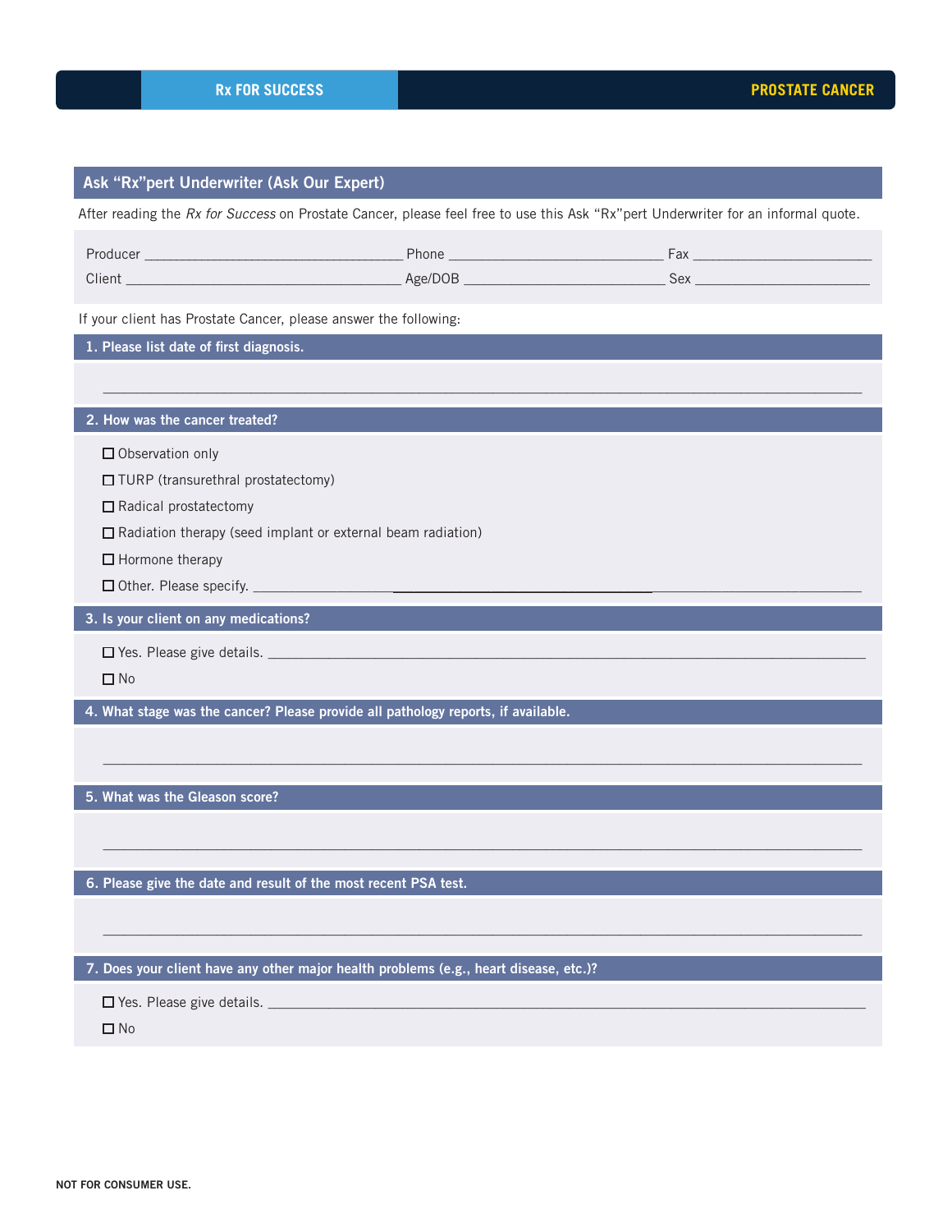## Ask "Rx"pert Underwriter (Ask Our Expert)

After reading the *Rx for Success* on Prostate Cancer, please feel free to use this Ask "Rx"pert Underwriter for an informal quote.

Producer ___________________________________ Phone _____________________________ Fax ________________________

Client ______________________________________ Age/DOB ___________________________ Sex ________________________

If your client has Prostate Cancer, please answer the following:

**1. Please list date of first diagnosis.**

_____________________________________________________________________________________________________

**2. How was the cancer treated?**

☐ Observation only

☐ TURP (transurethral prostatectomy)

☐ Radical prostatectomy

☐ Radiation therapy (seed implant or external beam radiation)

☐ Hormone therapy

☐ Other. Please specify. ______________________________________________________________________________

**3. Is your client on any medications?**

☐ Yes. Please give details. _____________________________________________________________________________

☐ No

**4. What stage was the cancer? Please provide all pathology reports, if available.**

_____________________________________________________________________________________________________

**5. What was the Gleason score?**

_____________________________________________________________________________________________________

**6. Please give the date and result of the most recent PSA test.**

_____________________________________________________________________________________________________

**7. Does your client have any other major health problems (e.g., heart disease, etc.)?**

☐ Yes. Please give details. _____________________________________________________________________________

☐ No

NOT FOR CONSUMER USE.